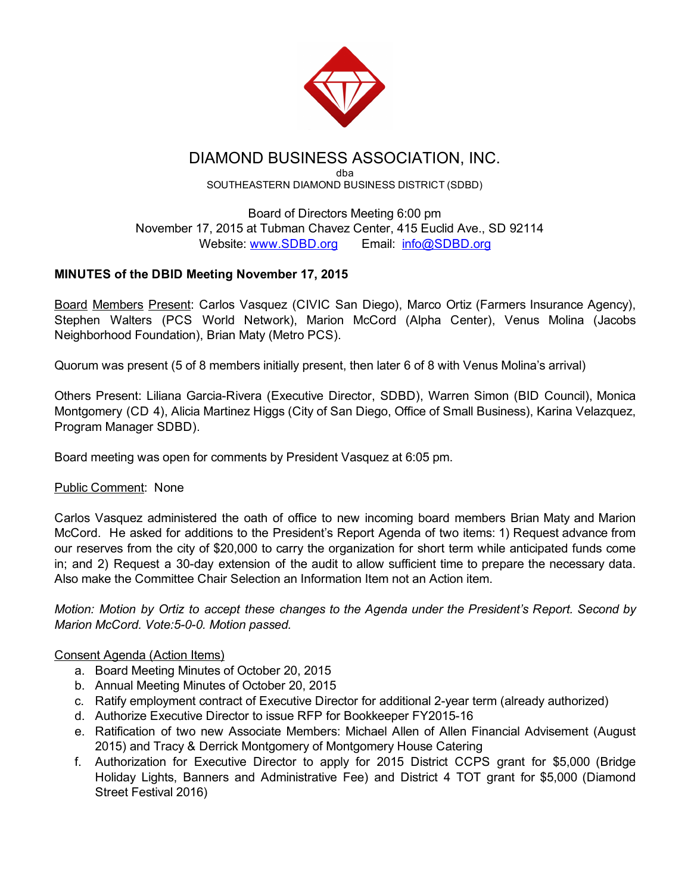# DIAMOND BUSINESS ASSOCIATION, INC.

dba

SOUTHEASTERN DIAMOND BUSINESS DISTRICT (SDBD)

Board of Directors Meeting 6:00 pm
November 17, 2015 at Tubman Chavez Center, 415 Euclid Ave., SD 92114
Website: www.SDBD.org Email: info@SDBD.org

**MINUTES of the DBID Meeting November 17, 2015**

Board Members Present: Carlos Vasquez (CIVIC San Diego), Marco Ortiz (Farmers Insurance Agency), Stephen Walters (PCS World Network), Marion McCord (Alpha Center), Venus Molina (Jacobs Neighborhood Foundation), Brian Maty (Metro PCS).

Quorum was present (5 of 8 members initially present, then later 6 of 8 with Venus Molina's arrival)

Others Present: Liliana Garcia-Rivera (Executive Director, SDBD), Warren Simon (BID Council), Monica Montgomery (CD 4), Alicia Martinez Higgs (City of San Diego, Office of Small Business), Karina Velazquez, Program Manager SDBD).

Board meeting was open for comments by President Vasquez at 6:05 pm.

Public Comment: None

Carlos Vasquez administered the oath of office to new incoming board members Brian Maty and Marion McCord. He asked for additions to the President's Report Agenda of two items: 1) Request advance from our reserves from the city of $20,000 to carry the organization for short term while anticipated funds come in; and 2) Request a 30-day extension of the audit to allow sufficient time to prepare the necessary data. Also make the Committee Chair Selection an Information Item not an Action item.

*Motion: Motion by Ortiz to accept these changes to the Agenda under the President's Report. Second by Marion McCord. Vote:5-0-0. Motion passed.*

Consent Agenda (Action Items)

a. Board Meeting Minutes of October 20, 2015
b. Annual Meeting Minutes of October 20, 2015
c. Ratify employment contract of Executive Director for additional 2-year term (already authorized)
d. Authorize Executive Director to issue RFP for Bookkeeper FY2015-16
e. Ratification of two new Associate Members: Michael Allen of Allen Financial Advisement (August 2015) and Tracy & Derrick Montgomery of Montgomery House Catering
f. Authorization for Executive Director to apply for 2015 District CCPS grant for $5,000 (Bridge Holiday Lights, Banners and Administrative Fee) and District 4 TOT grant for $5,000 (Diamond Street Festival 2016)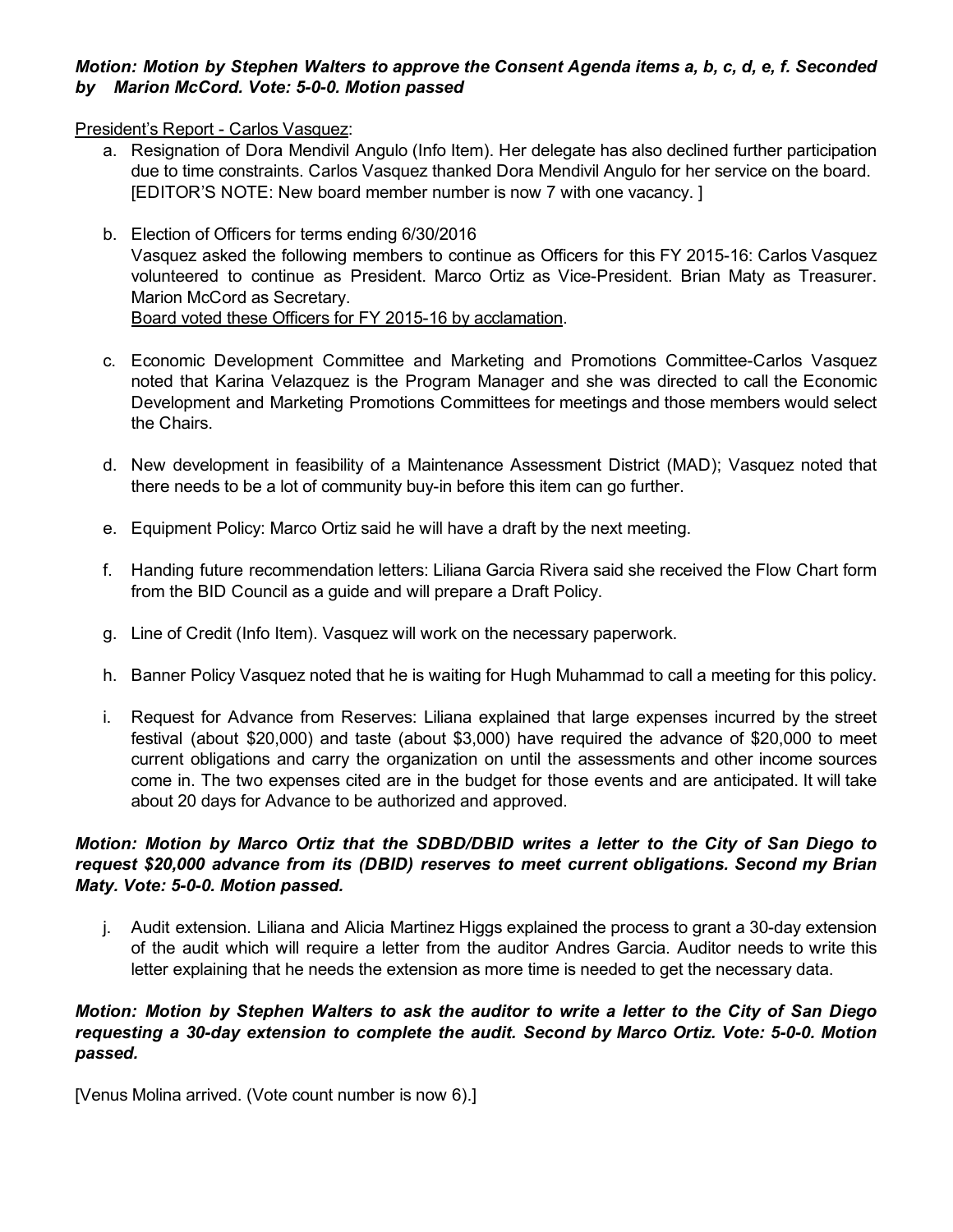***Motion: Motion by Stephen Walters to approve the Consent Agenda items a, b, c, d, e, f. Seconded by Marion McCord. Vote: 5-0-0. Motion passed***

President's Report - Carlos Vasquez:

a. Resignation of Dora Mendivil Angulo (Info Item). Her delegate has also declined further participation due to time constraints. Carlos Vasquez thanked Dora Mendivil Angulo for her service on the board. [EDITOR'S NOTE: New board member number is now 7 with one vacancy. ]

b. Election of Officers for terms ending 6/30/2016
Vasquez asked the following members to continue as Officers for this FY 2015-16: Carlos Vasquez volunteered to continue as President. Marco Ortiz as Vice-President. Brian Maty as Treasurer. Marion McCord as Secretary.
Board voted these Officers for FY 2015-16 by acclamation.

c. Economic Development Committee and Marketing and Promotions Committee-Carlos Vasquez noted that Karina Velazquez is the Program Manager and she was directed to call the Economic Development and Marketing Promotions Committees for meetings and those members would select the Chairs.

d. New development in feasibility of a Maintenance Assessment District (MAD); Vasquez noted that there needs to be a lot of community buy-in before this item can go further.

e. Equipment Policy: Marco Ortiz said he will have a draft by the next meeting.

f. Handing future recommendation letters: Liliana Garcia Rivera said she received the Flow Chart form from the BID Council as a guide and will prepare a Draft Policy.

g. Line of Credit (Info Item). Vasquez will work on the necessary paperwork.

h. Banner Policy Vasquez noted that he is waiting for Hugh Muhammad to call a meeting for this policy.

i. Request for Advance from Reserves: Liliana explained that large expenses incurred by the street festival (about $20,000) and taste (about $3,000) have required the advance of $20,000 to meet current obligations and carry the organization on until the assessments and other income sources come in. The two expenses cited are in the budget for those events and are anticipated. It will take about 20 days for Advance to be authorized and approved.

***Motion: Motion by Marco Ortiz that the SDBD/DBID writes a letter to the City of San Diego to request $20,000 advance from its (DBID) reserves to meet current obligations. Second my Brian Maty. Vote: 5-0-0. Motion passed.***

j. Audit extension. Liliana and Alicia Martinez Higgs explained the process to grant a 30-day extension of the audit which will require a letter from the auditor Andres Garcia. Auditor needs to write this letter explaining that he needs the extension as more time is needed to get the necessary data.

***Motion: Motion by Stephen Walters to ask the auditor to write a letter to the City of San Diego requesting a 30-day extension to complete the audit. Second by Marco Ortiz. Vote: 5-0-0. Motion passed.***

[Venus Molina arrived. (Vote count number is now 6).]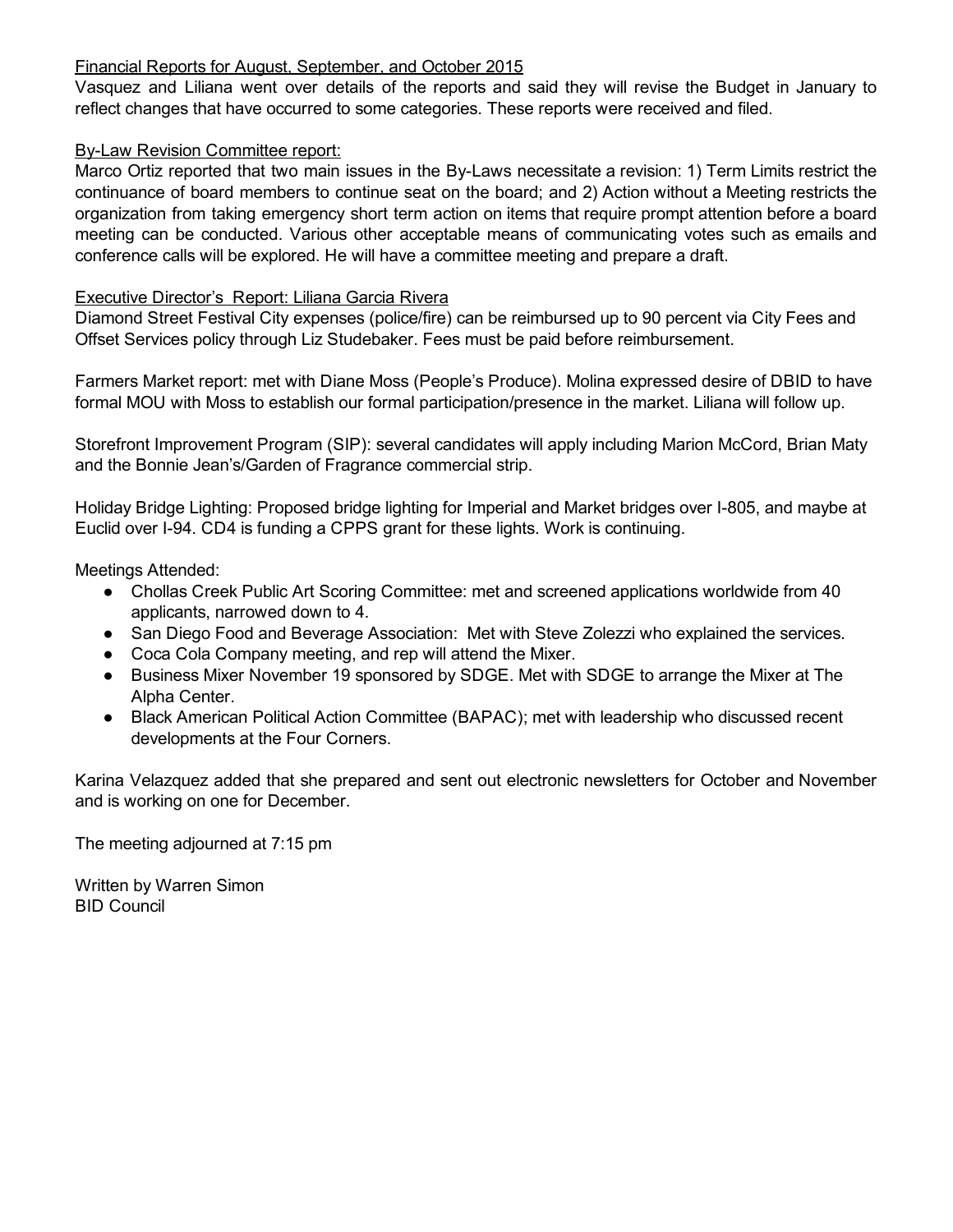<u>Financial Reports for August, September, and October 2015</u>

Vasquez and Liliana went over details of the reports and said they will revise the Budget in January to reflect changes that have occurred to some categories. These reports were received and filed.

<u>By-Law Revision Committee report:</u>

Marco Ortiz reported that two main issues in the By-Laws necessitate a revision: 1) Term Limits restrict the continuance of board members to continue seat on the board; and 2) Action without a Meeting restricts the organization from taking emergency short term action on items that require prompt attention before a board meeting can be conducted. Various other acceptable means of communicating votes such as emails and conference calls will be explored. He will have a committee meeting and prepare a draft.

<u>Executive Director's Report: Liliana Garcia Rivera</u>

Diamond Street Festival City expenses (police/fire) can be reimbursed up to 90 percent via City Fees and Offset Services policy through Liz Studebaker. Fees must be paid before reimbursement.

Farmers Market report: met with Diane Moss (People's Produce). Molina expressed desire of DBID to have formal MOU with Moss to establish our formal participation/presence in the market. Liliana will follow up.

Storefront Improvement Program (SIP): several candidates will apply including Marion McCord, Brian Maty and the Bonnie Jean's/Garden of Fragrance commercial strip.

Holiday Bridge Lighting: Proposed bridge lighting for Imperial and Market bridges over I-805, and maybe at Euclid over I-94. CD4 is funding a CPPS grant for these lights. Work is continuing.

Meetings Attended:

- Chollas Creek Public Art Scoring Committee: met and screened applications worldwide from 40 applicants, narrowed down to 4.
- San Diego Food and Beverage Association: Met with Steve Zolezzi who explained the services.
- Coca Cola Company meeting, and rep will attend the Mixer.
- Business Mixer November 19 sponsored by SDGE. Met with SDGE to arrange the Mixer at The Alpha Center.
- Black American Political Action Committee (BAPAC); met with leadership who discussed recent developments at the Four Corners.

Karina Velazquez added that she prepared and sent out electronic newsletters for October and November and is working on one for December.

The meeting adjourned at 7:15 pm

Written by Warren Simon
BID Council